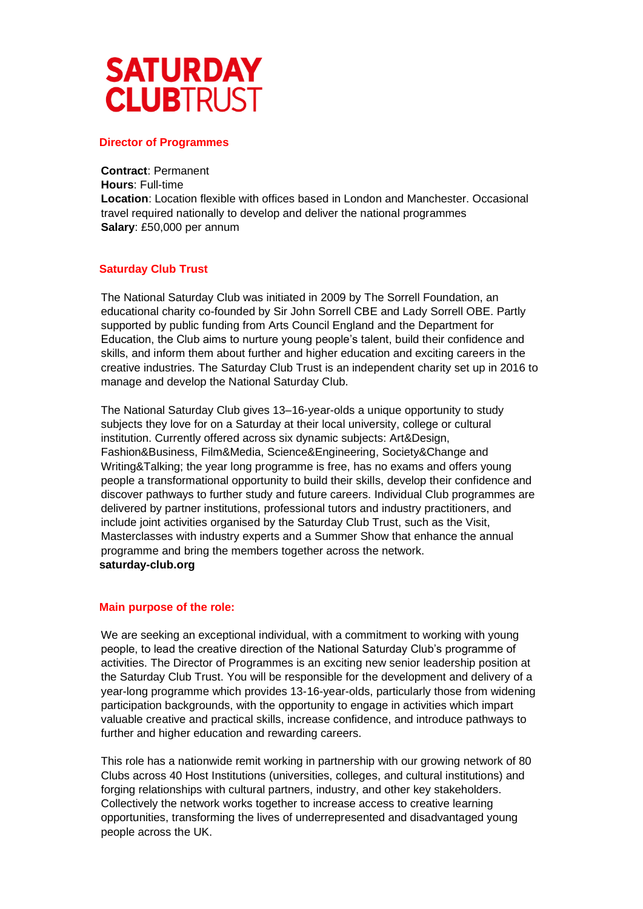# SATURDAY CLUBTRUST

## Director of Programmes

**Contract**: Permanent
**Hours**: Full-time
**Location**: Location flexible with offices based in London and Manchester. Occasional travel required nationally to develop and deliver the national programmes
**Salary**: £50,000 per annum

## Saturday Club Trust

The National Saturday Club was initiated in 2009 by The Sorrell Foundation, an educational charity co-founded by Sir John Sorrell CBE and Lady Sorrell OBE. Partly supported by public funding from Arts Council England and the Department for Education, the Club aims to nurture young people's talent, build their confidence and skills, and inform them about further and higher education and exciting careers in the creative industries. The Saturday Club Trust is an independent charity set up in 2016 to manage and develop the National Saturday Club.

The National Saturday Club gives 13–16-year-olds a unique opportunity to study subjects they love for on a Saturday at their local university, college or cultural institution. Currently offered across six dynamic subjects: Art&Design, Fashion&Business, Film&Media, Science&Engineering, Society&Change and Writing&Talking; the year long programme is free, has no exams and offers young people a transformational opportunity to build their skills, develop their confidence and discover pathways to further study and future careers. Individual Club programmes are delivered by partner institutions, professional tutors and industry practitioners, and include joint activities organised by the Saturday Club Trust, such as the Visit, Masterclasses with industry experts and a Summer Show that enhance the annual programme and bring the members together across the network.
**saturday-club.org**

## Main purpose of the role:

We are seeking an exceptional individual, with a commitment to working with young people, to lead the creative direction of the National Saturday Club's programme of activities. The Director of Programmes is an exciting new senior leadership position at the Saturday Club Trust. You will be responsible for the development and delivery of a year-long programme which provides 13-16-year-olds, particularly those from widening participation backgrounds, with the opportunity to engage in activities which impart valuable creative and practical skills, increase confidence, and introduce pathways to further and higher education and rewarding careers.

This role has a nationwide remit working in partnership with our growing network of 80 Clubs across 40 Host Institutions (universities, colleges, and cultural institutions) and forging relationships with cultural partners, industry, and other key stakeholders. Collectively the network works together to increase access to creative learning opportunities, transforming the lives of underrepresented and disadvantaged young people across the UK.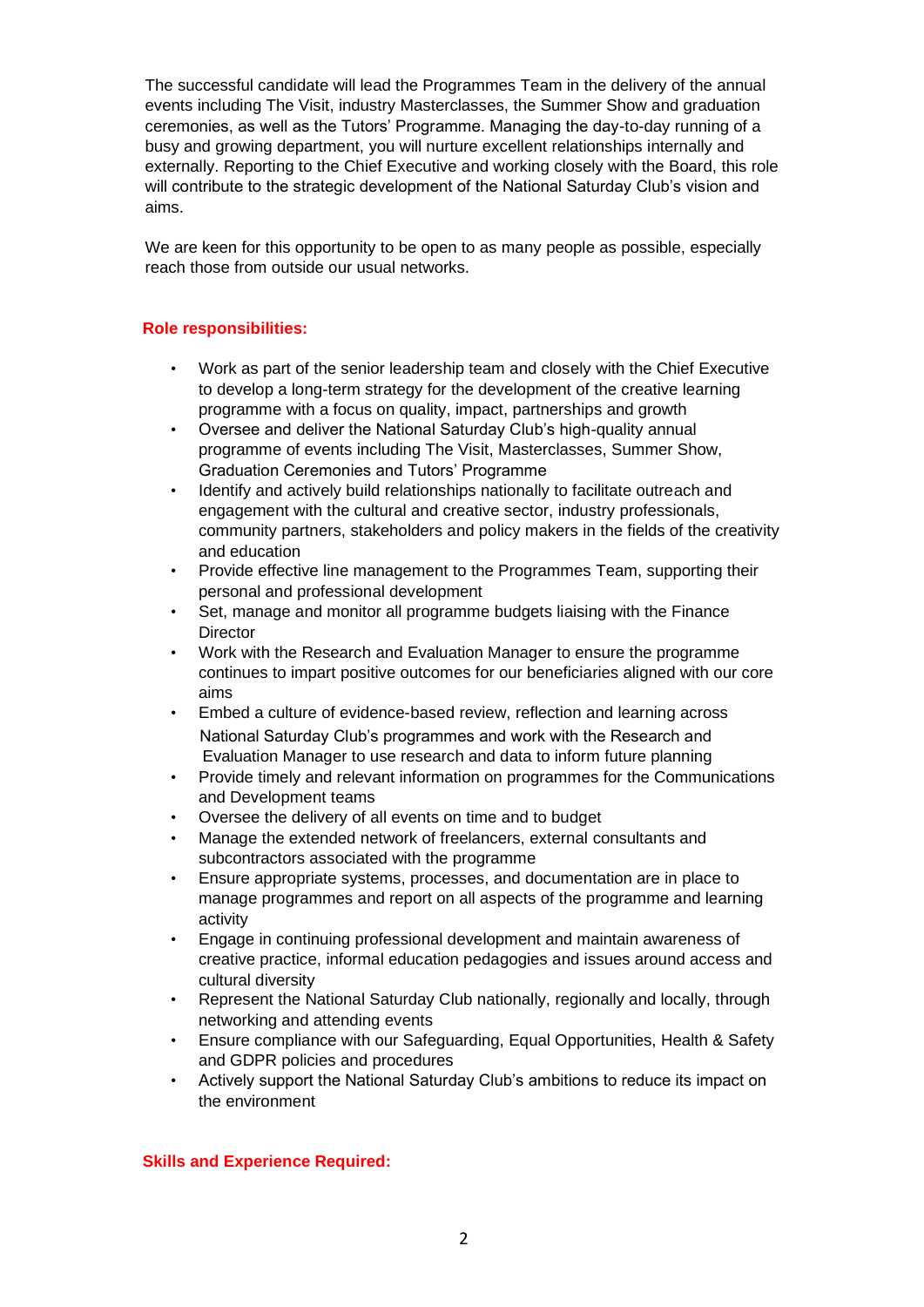The successful candidate will lead the Programmes Team in the delivery of the annual events including The Visit, industry Masterclasses, the Summer Show and graduation ceremonies, as well as the Tutors' Programme. Managing the day-to-day running of a busy and growing department, you will nurture excellent relationships internally and externally. Reporting to the Chief Executive and working closely with the Board, this role will contribute to the strategic development of the National Saturday Club's vision and aims.

We are keen for this opportunity to be open to as many people as possible, especially reach those from outside our usual networks.

## Role responsibilities:

- Work as part of the senior leadership team and closely with the Chief Executive to develop a long-term strategy for the development of the creative learning programme with a focus on quality, impact, partnerships and growth
- Oversee and deliver the National Saturday Club's high-quality annual programme of events including The Visit, Masterclasses, Summer Show, Graduation Ceremonies and Tutors' Programme
- Identify and actively build relationships nationally to facilitate outreach and engagement with the cultural and creative sector, industry professionals, community partners, stakeholders and policy makers in the fields of the creativity and education
- Provide effective line management to the Programmes Team, supporting their personal and professional development
- Set, manage and monitor all programme budgets liaising with the Finance Director
- Work with the Research and Evaluation Manager to ensure the programme continues to impart positive outcomes for our beneficiaries aligned with our core aims
- Embed a culture of evidence-based review, reflection and learning across National Saturday Club's programmes and work with the Research and Evaluation Manager to use research and data to inform future planning
- Provide timely and relevant information on programmes for the Communications and Development teams
- Oversee the delivery of all events on time and to budget
- Manage the extended network of freelancers, external consultants and subcontractors associated with the programme
- Ensure appropriate systems, processes, and documentation are in place to manage programmes and report on all aspects of the programme and learning activity
- Engage in continuing professional development and maintain awareness of creative practice, informal education pedagogies and issues around access and cultural diversity
- Represent the National Saturday Club nationally, regionally and locally, through networking and attending events
- Ensure compliance with our Safeguarding, Equal Opportunities, Health & Safety and GDPR policies and procedures
- Actively support the National Saturday Club's ambitions to reduce its impact on the environment

## Skills and Experience Required: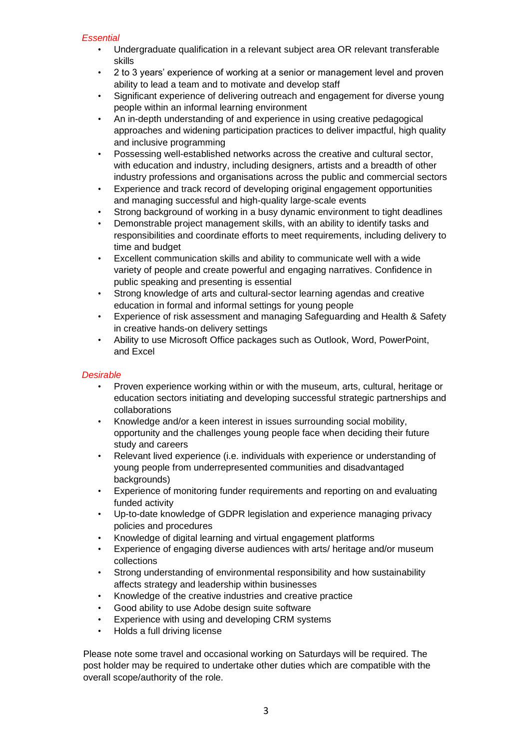*Essential*

- Undergraduate qualification in a relevant subject area OR relevant transferable skills
- 2 to 3 years' experience of working at a senior or management level and proven ability to lead a team and to motivate and develop staff
- Significant experience of delivering outreach and engagement for diverse young people within an informal learning environment
- An in-depth understanding of and experience in using creative pedagogical approaches and widening participation practices to deliver impactful, high quality and inclusive programming
- Possessing well-established networks across the creative and cultural sector, with education and industry, including designers, artists and a breadth of other industry professions and organisations across the public and commercial sectors
- Experience and track record of developing original engagement opportunities and managing successful and high-quality large-scale events
- Strong background of working in a busy dynamic environment to tight deadlines
- Demonstrable project management skills, with an ability to identify tasks and responsibilities and coordinate efforts to meet requirements, including delivery to time and budget
- Excellent communication skills and ability to communicate well with a wide variety of people and create powerful and engaging narratives. Confidence in public speaking and presenting is essential
- Strong knowledge of arts and cultural-sector learning agendas and creative education in formal and informal settings for young people
- Experience of risk assessment and managing Safeguarding and Health & Safety in creative hands-on delivery settings
- Ability to use Microsoft Office packages such as Outlook, Word, PowerPoint, and Excel

*Desirable*

- Proven experience working within or with the museum, arts, cultural, heritage or education sectors initiating and developing successful strategic partnerships and collaborations
- Knowledge and/or a keen interest in issues surrounding social mobility, opportunity and the challenges young people face when deciding their future study and careers
- Relevant lived experience (i.e. individuals with experience or understanding of young people from underrepresented communities and disadvantaged backgrounds)
- Experience of monitoring funder requirements and reporting on and evaluating funded activity
- Up-to-date knowledge of GDPR legislation and experience managing privacy policies and procedures
- Knowledge of digital learning and virtual engagement platforms
- Experience of engaging diverse audiences with arts/ heritage and/or museum collections
- Strong understanding of environmental responsibility and how sustainability affects strategy and leadership within businesses
- Knowledge of the creative industries and creative practice
- Good ability to use Adobe design suite software
- Experience with using and developing CRM systems
- Holds a full driving license

Please note some travel and occasional working on Saturdays will be required. The post holder may be required to undertake other duties which are compatible with the overall scope/authority of the role.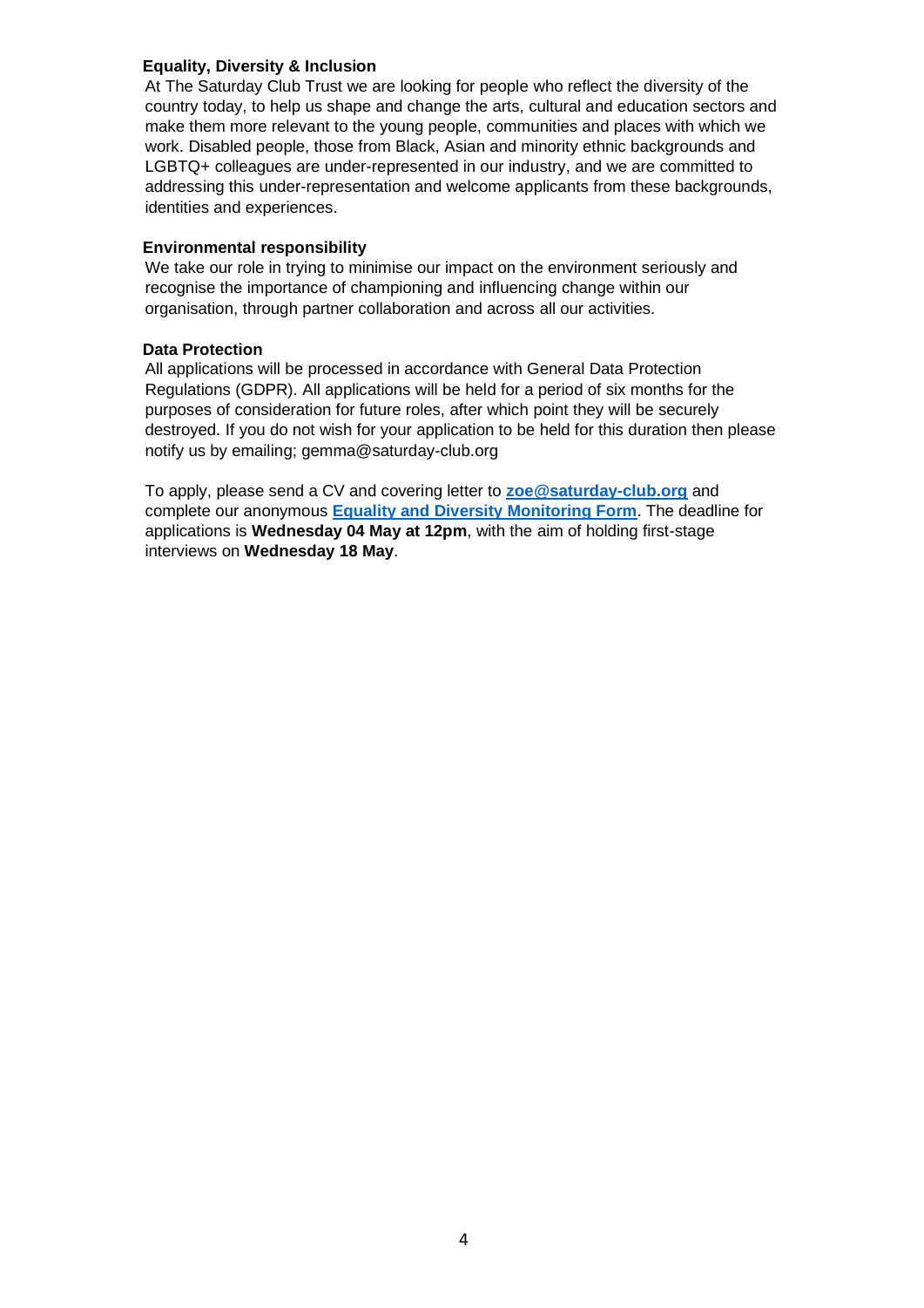### Equality, Diversity & Inclusion

At The Saturday Club Trust we are looking for people who reflect the diversity of the country today, to help us shape and change the arts, cultural and education sectors and make them more relevant to the young people, communities and places with which we work. Disabled people, those from Black, Asian and minority ethnic backgrounds and LGBTQ+ colleagues are under-represented in our industry, and we are committed to addressing this under-representation and welcome applicants from these backgrounds, identities and experiences.

### Environmental responsibility

We take our role in trying to minimise our impact on the environment seriously and recognise the importance of championing and influencing change within our organisation, through partner collaboration and across all our activities.

### Data Protection

All applications will be processed in accordance with General Data Protection Regulations (GDPR). All applications will be held for a period of six months for the purposes of consideration for future roles, after which point they will be securely destroyed. If you do not wish for your application to be held for this duration then please notify us by emailing; gemma@saturday-club.org

To apply, please send a CV and covering letter to **zoe@saturday-club.org** and complete our anonymous **Equality and Diversity Monitoring Form**. The deadline for applications is **Wednesday 04 May at 12pm**, with the aim of holding first-stage interviews on **Wednesday 18 May**.